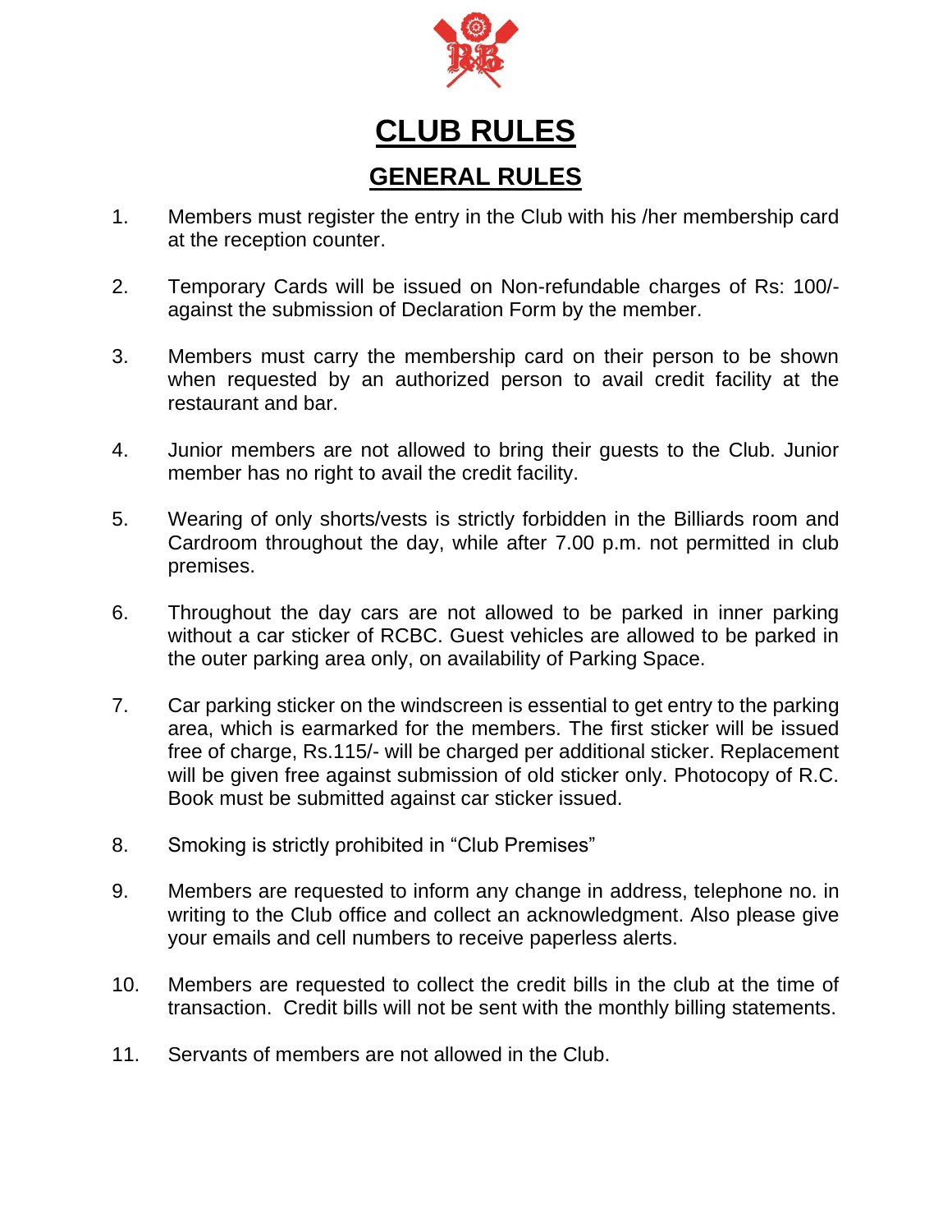# CLUB RULES

## GENERAL RULES

1. Members must register the entry in the Club with his /her membership card at the reception counter.

2. Temporary Cards will be issued on Non-refundable charges of Rs: 100/- against the submission of Declaration Form by the member.

3. Members must carry the membership card on their person to be shown when requested by an authorized person to avail credit facility at the restaurant and bar.

4. Junior members are not allowed to bring their guests to the Club. Junior member has no right to avail the credit facility.

5. Wearing of only shorts/vests is strictly forbidden in the Billiards room and Cardroom throughout the day, while after 7.00 p.m. not permitted in club premises.

6. Throughout the day cars are not allowed to be parked in inner parking without a car sticker of RCBC. Guest vehicles are allowed to be parked in the outer parking area only, on availability of Parking Space.

7. Car parking sticker on the windscreen is essential to get entry to the parking area, which is earmarked for the members. The first sticker will be issued free of charge, Rs.115/- will be charged per additional sticker. Replacement will be given free against submission of old sticker only. Photocopy of R.C. Book must be submitted against car sticker issued.

8. Smoking is strictly prohibited in "Club Premises"

9. Members are requested to inform any change in address, telephone no. in writing to the Club office and collect an acknowledgment. Also please give your emails and cell numbers to receive paperless alerts.

10. Members are requested to collect the credit bills in the club at the time of transaction. Credit bills will not be sent with the monthly billing statements.

11. Servants of members are not allowed in the Club.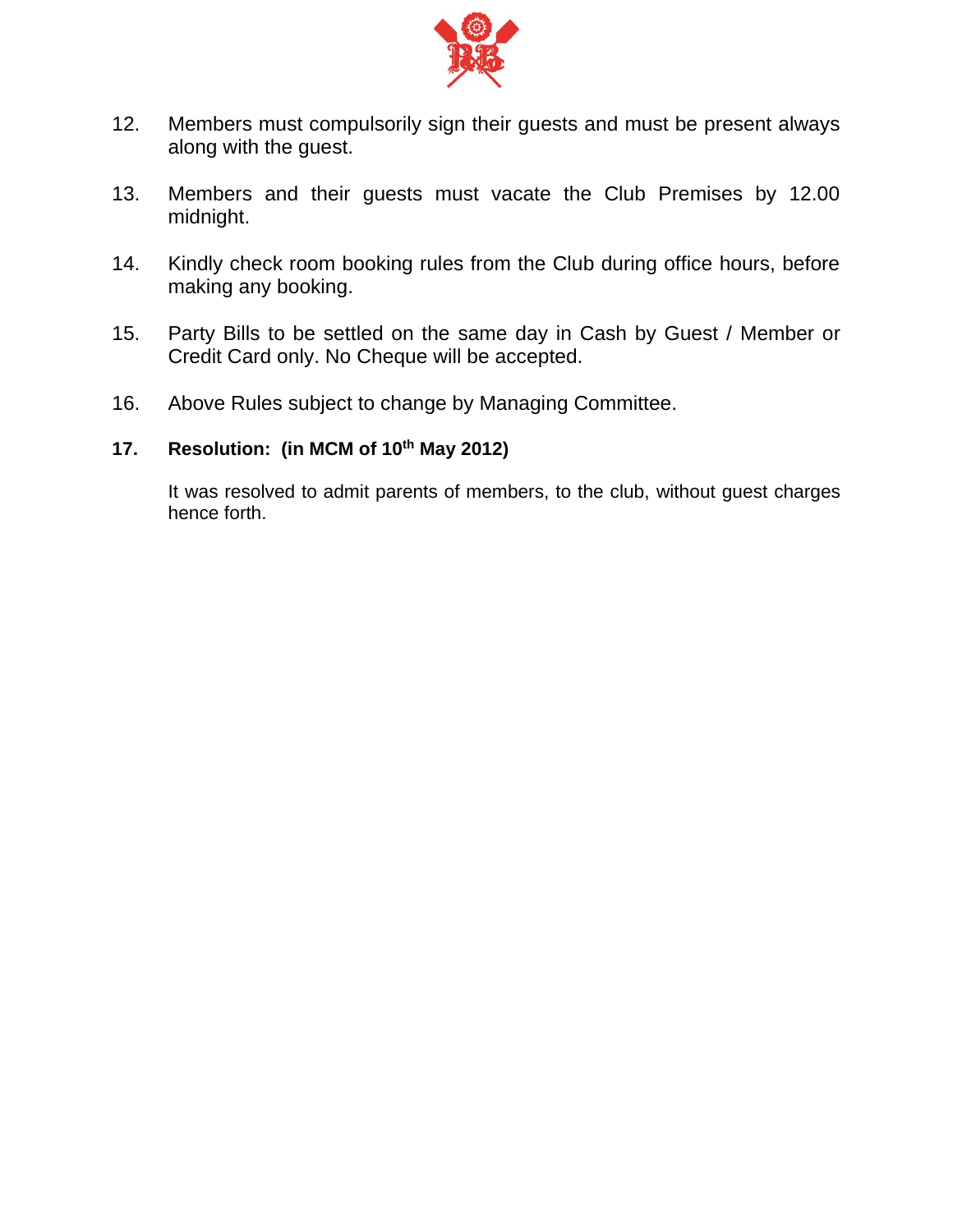12. Members must compulsorily sign their guests and must be present always along with the guest.

13. Members and their guests must vacate the Club Premises by 12.00 midnight.

14. Kindly check room booking rules from the Club during office hours, before making any booking.

15. Party Bills to be settled on the same day in Cash by Guest / Member or Credit Card only. No Cheque will be accepted.

16. Above Rules subject to change by Managing Committee.

**17. Resolution: (in MCM of 10th May 2012)**

It was resolved to admit parents of members, to the club, without guest charges hence forth.